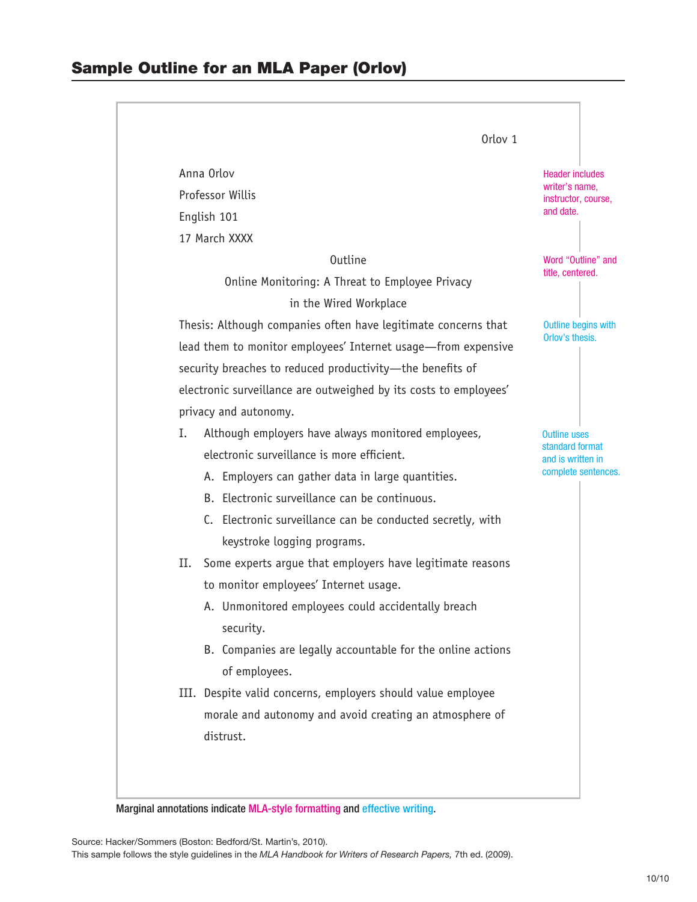# Sample Outline for an MLA Paper (Orlov)

Orlov 1

Anna Orlov

Professor Willis

English 101

17 March XXXX

Header includes writer's name, instructor, course, and date.

Outline

Online Monitoring: A Threat to Employee Privacy in the Wired Workplace

Word "Outline" and title, centered.

Thesis: Although companies often have legitimate concerns that lead them to monitor employees' Internet usage—from expensive security breaches to reduced productivity—the benefits of electronic surveillance are outweighed by its costs to employees' privacy and autonomy.

Outline begins with Orlov's thesis.

I. Although employers have always monitored employees, electronic surveillance is more efficient.
   A. Employers can gather data in large quantities.
   B. Electronic surveillance can be continuous.
   C. Electronic surveillance can be conducted secretly, with keystroke logging programs.

II. Some experts argue that employers have legitimate reasons to monitor employees' Internet usage.
   A. Unmonitored employees could accidentally breach security.
   B. Companies are legally accountable for the online actions of employees.

III. Despite valid concerns, employers should value employee morale and autonomy and avoid creating an atmosphere of distrust.

Outline uses standard format and is written in complete sentences.

Marginal annotations indicate MLA-style formatting and effective writing.

Source: Hacker/Sommers (Boston: Bedford/St. Martin's, 2010).
This sample follows the style guidelines in the *MLA Handbook for Writers of Research Papers,* 7th ed. (2009).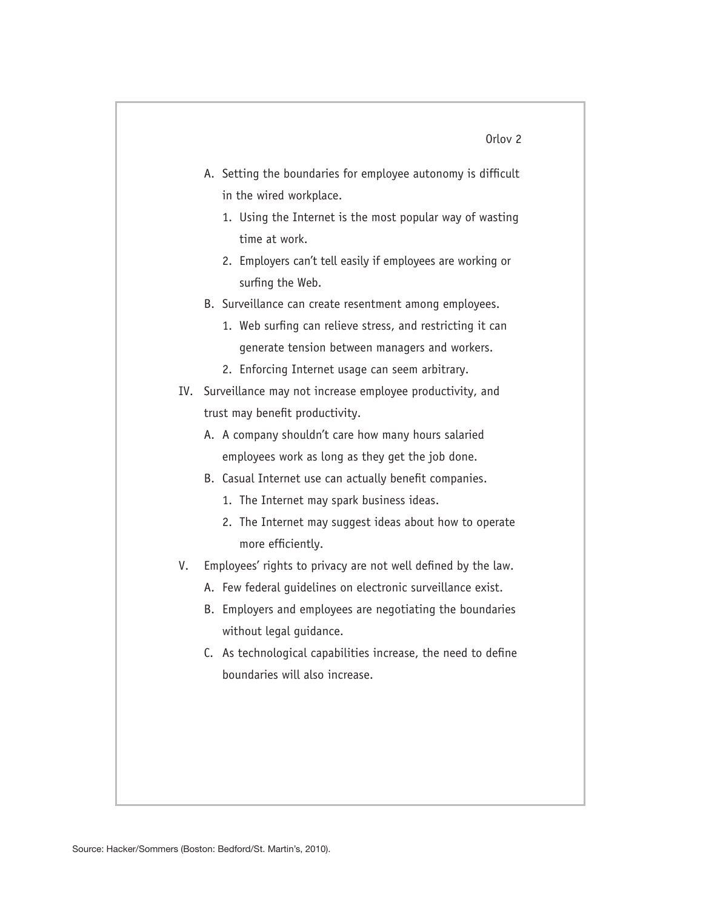A. Setting the boundaries for employee autonomy is difficult in the wired workplace.
   1. Using the Internet is the most popular way of wasting time at work.
   2. Employers can't tell easily if employees are working or surfing the Web.

B. Surveillance can create resentment among employees.
   1. Web surfing can relieve stress, and restricting it can generate tension between managers and workers.
   2. Enforcing Internet usage can seem arbitrary.

IV. Surveillance may not increase employee productivity, and trust may benefit productivity.

   A. A company shouldn't care how many hours salaried employees work as long as they get the job done.

   B. Casual Internet use can actually benefit companies.
      1. The Internet may spark business ideas.
      2. The Internet may suggest ideas about how to operate more efficiently.

V. Employees' rights to privacy are not well defined by the law.

   A. Few federal guidelines on electronic surveillance exist.

   B. Employers and employees are negotiating the boundaries without legal guidance.

   C. As technological capabilities increase, the need to define boundaries will also increase.

Source: Hacker/Sommers (Boston: Bedford/St. Martin's, 2010).